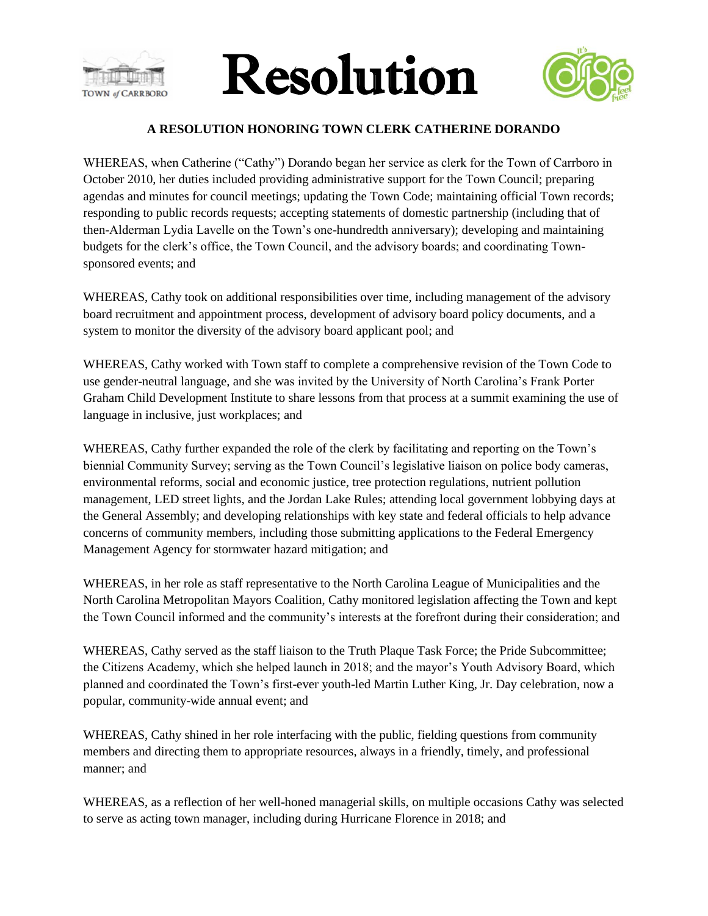# Resolution

**A RESOLUTION HONORING TOWN CLERK CATHERINE DORANDO**

WHEREAS, when Catherine ("Cathy") Dorando began her service as clerk for the Town of Carrboro in October 2010, her duties included providing administrative support for the Town Council; preparing agendas and minutes for council meetings; updating the Town Code; maintaining official Town records; responding to public records requests; accepting statements of domestic partnership (including that of then-Alderman Lydia Lavelle on the Town's one-hundredth anniversary); developing and maintaining budgets for the clerk's office, the Town Council, and the advisory boards; and coordinating Town-sponsored events; and

WHEREAS, Cathy took on additional responsibilities over time, including management of the advisory board recruitment and appointment process, development of advisory board policy documents, and a system to monitor the diversity of the advisory board applicant pool; and

WHEREAS, Cathy worked with Town staff to complete a comprehensive revision of the Town Code to use gender-neutral language, and she was invited by the University of North Carolina's Frank Porter Graham Child Development Institute to share lessons from that process at a summit examining the use of language in inclusive, just workplaces; and

WHEREAS, Cathy further expanded the role of the clerk by facilitating and reporting on the Town's biennial Community Survey; serving as the Town Council's legislative liaison on police body cameras, environmental reforms, social and economic justice, tree protection regulations, nutrient pollution management, LED street lights, and the Jordan Lake Rules; attending local government lobbying days at the General Assembly; and developing relationships with key state and federal officials to help advance concerns of community members, including those submitting applications to the Federal Emergency Management Agency for stormwater hazard mitigation; and

WHEREAS, in her role as staff representative to the North Carolina League of Municipalities and the North Carolina Metropolitan Mayors Coalition, Cathy monitored legislation affecting the Town and kept the Town Council informed and the community's interests at the forefront during their consideration; and

WHEREAS, Cathy served as the staff liaison to the Truth Plaque Task Force; the Pride Subcommittee; the Citizens Academy, which she helped launch in 2018; and the mayor's Youth Advisory Board, which planned and coordinated the Town's first-ever youth-led Martin Luther King, Jr. Day celebration, now a popular, community-wide annual event; and

WHEREAS, Cathy shined in her role interfacing with the public, fielding questions from community members and directing them to appropriate resources, always in a friendly, timely, and professional manner; and

WHEREAS, as a reflection of her well-honed managerial skills, on multiple occasions Cathy was selected to serve as acting town manager, including during Hurricane Florence in 2018; and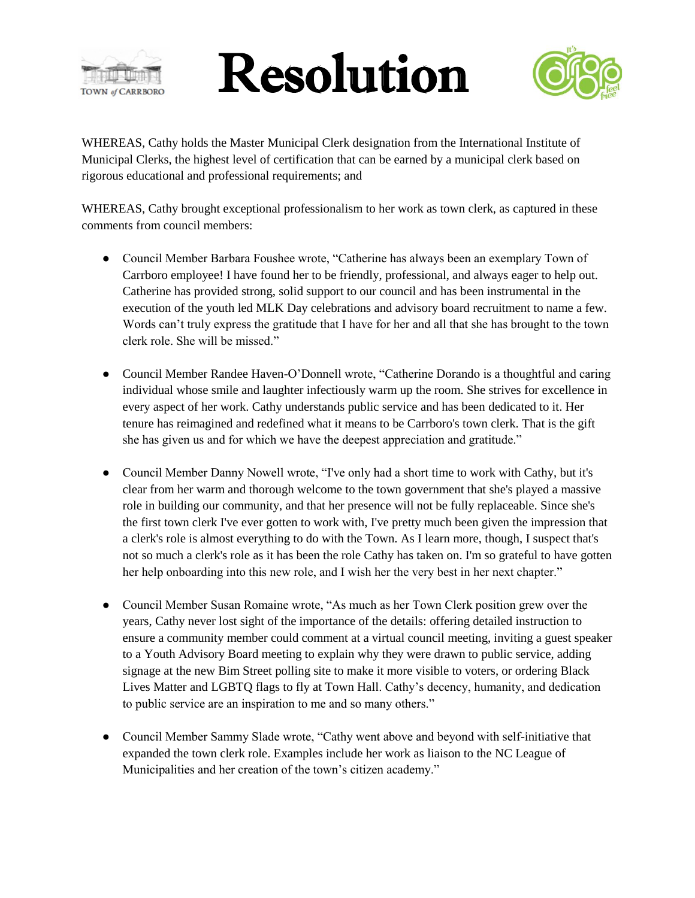# Resolution

WHEREAS, Cathy holds the Master Municipal Clerk designation from the International Institute of Municipal Clerks, the highest level of certification that can be earned by a municipal clerk based on rigorous educational and professional requirements; and

WHEREAS, Cathy brought exceptional professionalism to her work as town clerk, as captured in these comments from council members:

- Council Member Barbara Foushee wrote, "Catherine has always been an exemplary Town of Carrboro employee! I have found her to be friendly, professional, and always eager to help out. Catherine has provided strong, solid support to our council and has been instrumental in the execution of the youth led MLK Day celebrations and advisory board recruitment to name a few. Words can't truly express the gratitude that I have for her and all that she has brought to the town clerk role. She will be missed."

- Council Member Randee Haven-O'Donnell wrote, "Catherine Dorando is a thoughtful and caring individual whose smile and laughter infectiously warm up the room. She strives for excellence in every aspect of her work. Cathy understands public service and has been dedicated to it. Her tenure has reimagined and redefined what it means to be Carrboro's town clerk. That is the gift she has given us and for which we have the deepest appreciation and gratitude."

- Council Member Danny Nowell wrote, "I've only had a short time to work with Cathy, but it's clear from her warm and thorough welcome to the town government that she's played a massive role in building our community, and that her presence will not be fully replaceable. Since she's the first town clerk I've ever gotten to work with, I've pretty much been given the impression that a clerk's role is almost everything to do with the Town. As I learn more, though, I suspect that's not so much a clerk's role as it has been the role Cathy has taken on. I'm so grateful to have gotten her help onboarding into this new role, and I wish her the very best in her next chapter."

- Council Member Susan Romaine wrote, "As much as her Town Clerk position grew over the years, Cathy never lost sight of the importance of the details: offering detailed instruction to ensure a community member could comment at a virtual council meeting, inviting a guest speaker to a Youth Advisory Board meeting to explain why they were drawn to public service, adding signage at the new Bim Street polling site to make it more visible to voters, or ordering Black Lives Matter and LGBTQ flags to fly at Town Hall. Cathy's decency, humanity, and dedication to public service are an inspiration to me and so many others."

- Council Member Sammy Slade wrote, "Cathy went above and beyond with self-initiative that expanded the town clerk role. Examples include her work as liaison to the NC League of Municipalities and her creation of the town's citizen academy."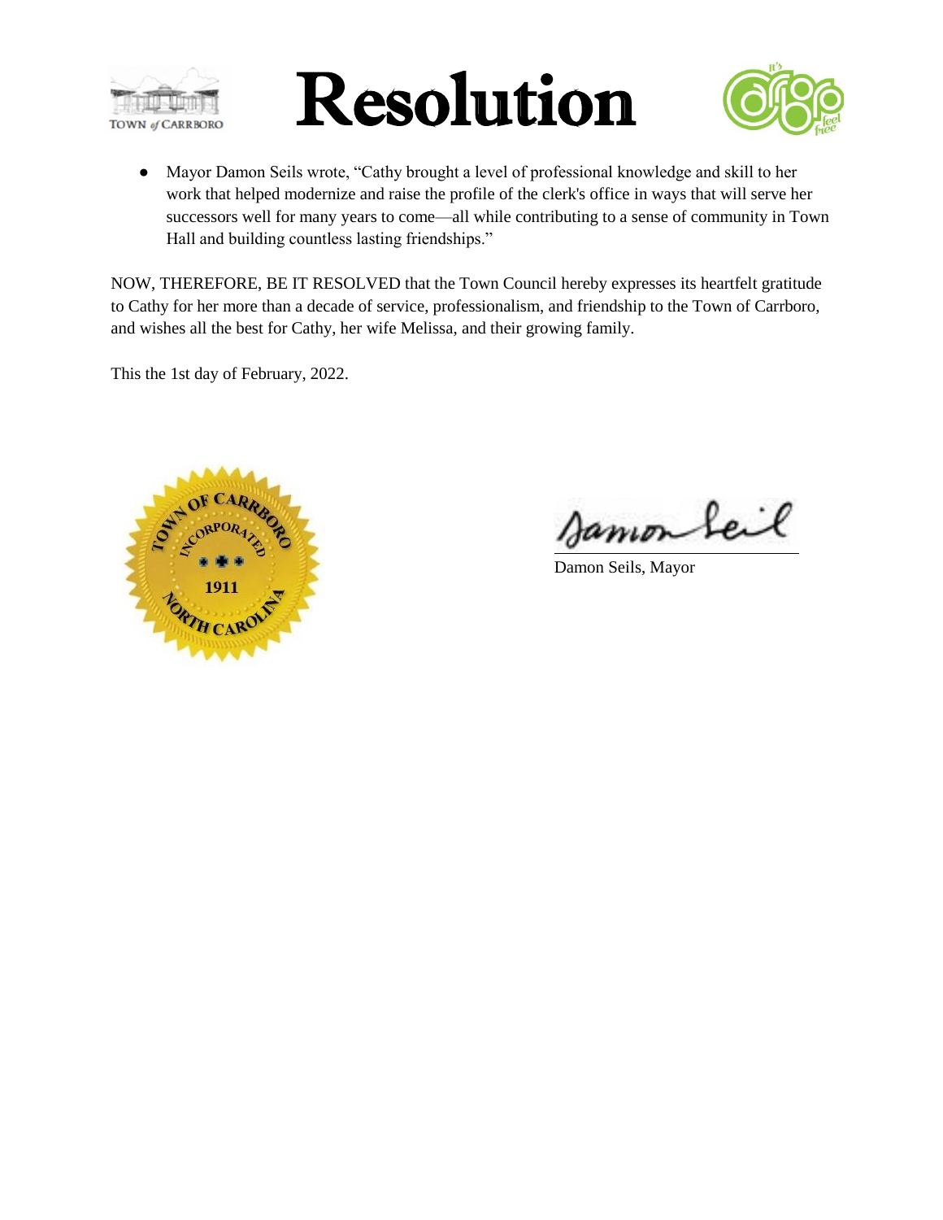# Resolution

- Mayor Damon Seils wrote, "Cathy brought a level of professional knowledge and skill to her work that helped modernize and raise the profile of the clerk's office in ways that will serve her successors well for many years to come—all while contributing to a sense of community in Town Hall and building countless lasting friendships."

NOW, THEREFORE, BE IT RESOLVED that the Town Council hereby expresses its heartfelt gratitude to Cathy for her more than a decade of service, professionalism, and friendship to the Town of Carrboro, and wishes all the best for Cathy, her wife Melissa, and their growing family.

This the 1st day of February, 2022.

Damon Seils, Mayor